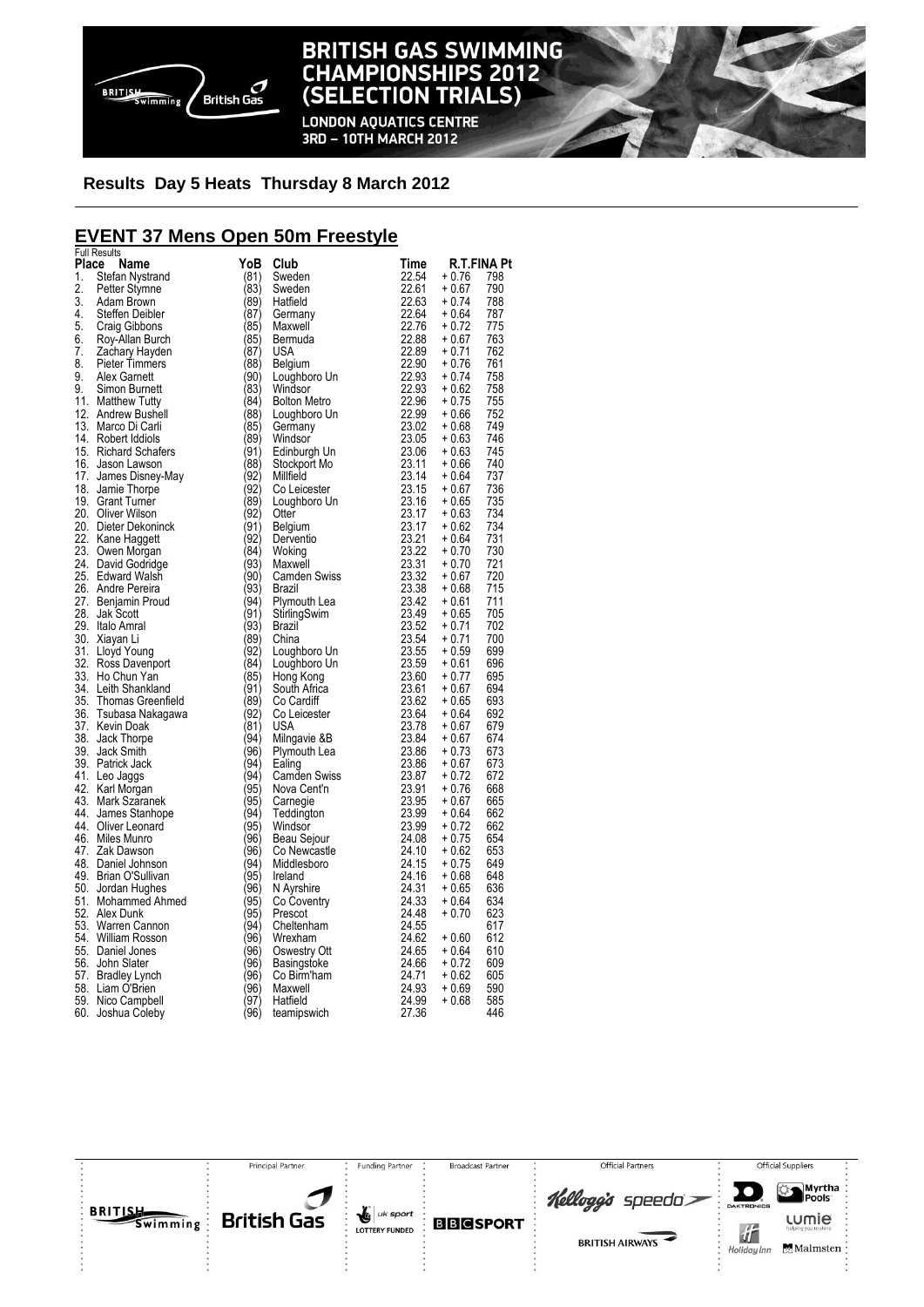# BRITISH GAS SWIMMING CHAMPIONSHIPS 2012 (SELECTION TRIALS)

LONDON AQUATICS CENTRE
3RD – 10TH MARCH 2012

**Results Day 5 Heats Thursday 8 March 2012**

## EVENT 37 Mens Open 50m Freestyle

Full Results

| Place | Name | YoB | Club | Time | R.T. | FINA Pt |
|---|---|---|---|---|---|---|
| 1. | Stefan Nystrand | (81) | Sweden | 22.54 | + 0.76 | 798 |
| 2. | Petter Stymne | (83) | Sweden | 22.61 | + 0.67 | 790 |
| 3. | Adam Brown | (89) | Hatfield | 22.63 | + 0.74 | 788 |
| 4. | Steffen Deibler | (87) | Germany | 22.64 | + 0.64 | 787 |
| 5. | Craig Gibbons | (85) | Maxwell | 22.76 | + 0.72 | 775 |
| 6. | Roy-Allan Burch | (85) | Bermuda | 22.88 | + 0.67 | 763 |
| 7. | Zachary Hayden | (87) | USA | 22.89 | + 0.71 | 762 |
| 8. | Pieter Timmers | (88) | Belgium | 22.90 | + 0.76 | 761 |
| 9. | Alex Garnett | (90) | Loughboro Un | 22.93 | + 0.74 | 758 |
| 9. | Simon Burnett | (83) | Windsor | 22.93 | + 0.62 | 758 |
| 11. | Matthew Tutty | (84) | Bolton Metro | 22.96 | + 0.75 | 755 |
| 12. | Andrew Bushell | (88) | Loughboro Un | 22.99 | + 0.66 | 752 |
| 13. | Marco Di Carli | (85) | Germany | 23.02 | + 0.68 | 749 |
| 14. | Robert Iddiols | (89) | Windsor | 23.05 | + 0.63 | 746 |
| 15. | Richard Schafers | (91) | Edinburgh Un | 23.06 | + 0.63 | 745 |
| 16. | Jason Lawson | (88) | Stockport Mo | 23.11 | + 0.66 | 740 |
| 17. | James Disney-May | (92) | Millfield | 23.14 | + 0.64 | 737 |
| 18. | Jamie Thorpe | (92) | Co Leicester | 23.15 | + 0.67 | 736 |
| 19. | Grant Turner | (89) | Loughboro Un | 23.16 | + 0.65 | 735 |
| 20. | Oliver Wilson | (92) | Otter | 23.17 | + 0.63 | 734 |
| 20. | Dieter Dekoninck | (91) | Belgium | 23.17 | + 0.62 | 734 |
| 22. | Kane Haggett | (92) | Derventio | 23.21 | + 0.64 | 731 |
| 23. | Owen Morgan | (84) | Woking | 23.22 | + 0.70 | 730 |
| 24. | David Godridge | (93) | Maxwell | 23.31 | + 0.70 | 721 |
| 25. | Edward Walsh | (90) | Camden Swiss | 23.32 | + 0.67 | 720 |
| 26. | Andre Pereira | (93) | Brazil | 23.38 | + 0.68 | 715 |
| 27. | Benjamin Proud | (94) | Plymouth Lea | 23.42 | + 0.61 | 711 |
| 28. | Jak Scott | (91) | StirlingSwim | 23.49 | + 0.65 | 705 |
| 29. | Italo Amral | (93) | Brazil | 23.52 | + 0.71 | 702 |
| 30. | Xiayan Li | (89) | China | 23.54 | + 0.71 | 700 |
| 31. | Lloyd Young | (92) | Loughboro Un | 23.55 | + 0.59 | 699 |
| 32. | Ross Davenport | (84) | Loughboro Un | 23.59 | + 0.61 | 696 |
| 33. | Ho Chun Yan | (85) | Hong Kong | 23.60 | + 0.77 | 695 |
| 34. | Leith Shankland | (91) | South Africa | 23.61 | + 0.67 | 694 |
| 35. | Thomas Greenfield | (89) | Co Cardiff | 23.62 | + 0.65 | 693 |
| 36. | Tsubasa Nakagawa | (92) | Co Leicester | 23.64 | + 0.64 | 692 |
| 37. | Kevin Doak | (81) | USA | 23.78 | + 0.67 | 679 |
| 38. | Jack Thorpe | (94) | Milngavie &B | 23.84 | + 0.67 | 674 |
| 39. | Jack Smith | (96) | Plymouth Lea | 23.86 | + 0.73 | 673 |
| 39. | Patrick Jack | (94) | Ealing | 23.86 | + 0.67 | 673 |
| 41. | Leo Jaggs | (94) | Camden Swiss | 23.87 | + 0.72 | 672 |
| 42. | Karl Morgan | (95) | Nova Cent'n | 23.91 | + 0.76 | 668 |
| 43. | Mark Szaranek | (95) | Carnegie | 23.95 | + 0.67 | 665 |
| 44. | James Stanhope | (94) | Teddington | 23.99 | + 0.64 | 662 |
| 44. | Oliver Leonard | (95) | Windsor | 23.99 | + 0.72 | 662 |
| 46. | Miles Munro | (96) | Beau Sejour | 24.08 | + 0.75 | 654 |
| 47. | Zak Dawson | (96) | Co Newcastle | 24.10 | + 0.62 | 653 |
| 48. | Daniel Johnson | (94) | Middlesboro | 24.15 | + 0.75 | 649 |
| 49. | Brian O'Sullivan | (95) | Ireland | 24.16 | + 0.68 | 648 |
| 50. | Jordan Hughes | (96) | N Ayrshire | 24.31 | + 0.65 | 636 |
| 51. | Mohammed Ahmed | (95) | Co Coventry | 24.33 | + 0.64 | 634 |
| 52. | Alex Dunk | (95) | Prescot | 24.48 | + 0.70 | 623 |
| 53. | Warren Cannon | (94) | Cheltenham | 24.55 | | 617 |
| 54. | William Rosson | (96) | Wrexham | 24.62 | + 0.60 | 612 |
| 55. | Daniel Jones | (96) | Oswestry Ott | 24.65 | + 0.64 | 610 |
| 56. | John Slater | (96) | Basingstoke | 24.66 | + 0.72 | 609 |
| 57. | Bradley Lynch | (96) | Co Birm'ham | 24.71 | + 0.62 | 605 |
| 58. | Liam O'Brien | (96) | Maxwell | 24.93 | + 0.69 | 590 |
| 59. | Nico Campbell | (97) | Hatfield | 24.99 | + 0.68 | 585 |
| 60. | Joshua Coleby | (96) | teamipswich | 27.36 | | 446 |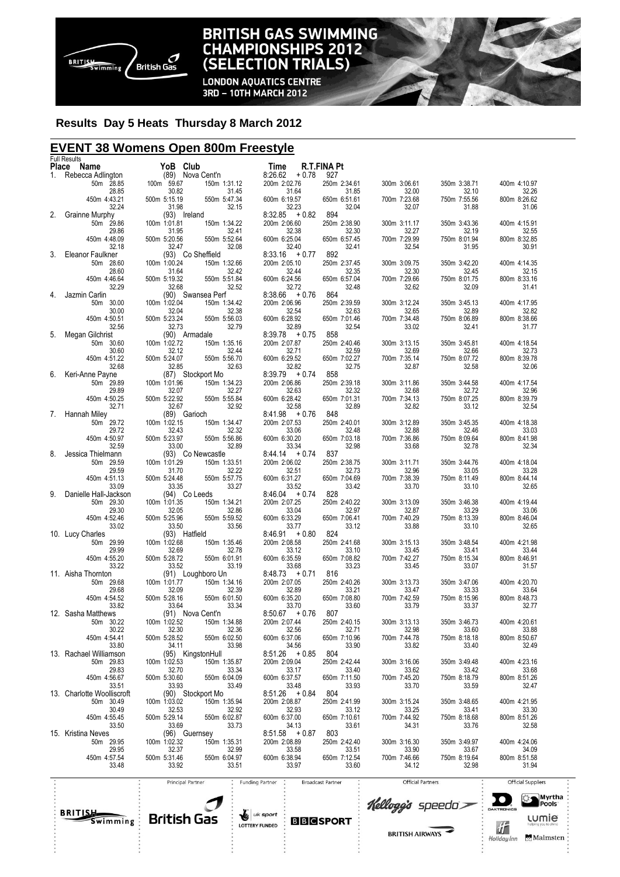# BRITISH GAS SWIMMING CHAMPIONSHIPS 2012 (SELECTION TRIALS)

LONDON AQUATICS CENTRE
3RD – 10TH MARCH 2012

## Results Day 5 Heats Thursday 8 March 2012

## EVENT 38 Womens Open 800m Freestyle

Full Results

| Place | Name | YoB | Club | Time | R.T. | FINA Pt |
|---|---|---|---|---|---|---|
| 1. | Rebecca Adlington | (89) | Nova Cent'n | 8:26.62 | +0.78 | 927 |
| | 50m 28.85 / 28.85 | 100m 59.67 / 30.82 | 150m 1:31.12 / 31.45 | 200m 2:02.76 / 31.64 | 250m 2:34.61 / 31.85 | 300m 3:06.61 / 32.00 | 350m 3:38.71 / 32.10 | 400m 4:10.97 / 32.26 |
| | 450m 4:43.21 / 32.24 | 500m 5:15.19 / 31.98 | 550m 5:47.34 / 32.15 | 600m 6:19.57 / 32.23 | 650m 6:51.61 / 32.04 | 700m 7:23.68 / 32.07 | 750m 7:55.56 / 31.88 | 800m 8:26.62 / 31.06 |
| 2. | Grainne Murphy | (93) | Ireland | 8:32.85 | +0.82 | 894 |
| | 50m 29.86 / 29.86 | 100m 1:01.81 / 31.95 | 150m 1:34.22 / 32.41 | 200m 2:06.60 / 32.38 | 250m 2:38.90 / 32.30 | 300m 3:11.17 / 32.27 | 350m 3:43.36 / 32.19 | 400m 4:15.91 / 32.55 |
| | 450m 4:48.09 / 32.18 | 500m 5:20.56 / 32.47 | 550m 5:52.64 / 32.08 | 600m 6:25.04 / 32.40 | 650m 6:57.45 / 32.41 | 700m 7:29.99 / 32.54 | 750m 8:01.94 / 31.95 | 800m 8:32.85 / 30.91 |
| 3. | Eleanor Faulkner | (93) | Co Sheffield | 8:33.16 | +0.77 | 892 |
| | 50m 28.60 / 28.60 | 100m 1:00.24 / 31.64 | 150m 1:32.66 / 32.42 | 200m 2:05.10 / 32.44 | 250m 2:37.45 / 32.35 | 300m 3:09.75 / 32.30 | 350m 3:42.20 / 32.45 | 400m 4:14.35 / 32.15 |
| | 450m 4:46.64 / 32.29 | 500m 5:19.32 / 32.68 | 550m 5:51.84 / 32.52 | 600m 6:24.56 / 32.72 | 650m 6:57.04 / 32.48 | 700m 7:29.66 / 32.62 | 750m 8:01.75 / 32.09 | 800m 8:33.16 / 31.41 |
| 4. | Jazmin Carlin | (90) | Swansea Perf | 8:38.66 | +0.76 | 864 |
| | 50m 30.00 / 30.00 | 100m 1:02.04 / 32.04 | 150m 1:34.42 / 32.38 | 200m 2:06.96 / 32.54 | 250m 2:39.59 / 32.63 | 300m 3:12.24 / 32.65 | 350m 3:45.13 / 32.89 | 400m 4:17.95 / 32.82 |
| | 450m 4:50.51 / 32.56 | 500m 5:23.24 / 32.73 | 550m 5:56.03 / 32.79 | 600m 6:28.92 / 32.89 | 650m 7:01.46 / 32.54 | 700m 7:34.48 / 33.02 | 750m 8:06.89 / 32.41 | 800m 8:38.66 / 31.77 |
| 5. | Megan Gilchrist | (90) | Armadale | 8:39.78 | +0.75 | 858 |
| | 50m 30.60 / 30.60 | 100m 1:02.72 / 32.12 | 150m 1:35.16 / 32.44 | 200m 2:07.87 / 32.71 | 250m 2:40.46 / 32.59 | 300m 3:13.15 / 32.69 | 350m 3:45.81 / 32.66 | 400m 4:18.54 / 32.73 |
| | 450m 4:51.22 / 32.68 | 500m 5:24.07 / 32.85 | 550m 5:56.70 / 32.63 | 600m 6:29.52 / 32.82 | 650m 7:02.27 / 32.75 | 700m 7:35.14 / 32.87 | 750m 8:07.72 / 32.58 | 800m 8:39.78 / 32.06 |
| 6. | Keri-Anne Payne | (87) | Stockport Mo | 8:39.79 | +0.74 | 858 |
| | 50m 29.89 / 29.89 | 100m 1:01.96 / 32.07 | 150m 1:34.23 / 32.27 | 200m 2:06.86 / 32.63 | 250m 2:39.18 / 32.32 | 300m 3:11.86 / 32.68 | 350m 3:44.58 / 32.72 | 400m 4:17.54 / 32.96 |
| | 450m 4:50.25 / 32.71 | 500m 5:22.92 / 32.67 | 550m 5:55.84 / 32.92 | 600m 6:28.42 / 32.58 | 650m 7:01.31 / 32.89 | 700m 7:34.13 / 32.82 | 750m 8:07.25 / 33.12 | 800m 8:39.79 / 32.54 |
| 7. | Hannah Miley | (89) | Garioch | 8:41.98 | +0.76 | 848 |
| | 50m 29.72 / 29.72 | 100m 1:02.15 / 32.43 | 150m 1:34.47 / 32.32 | 200m 2:07.53 / 33.06 | 250m 2:40.01 / 32.48 | 300m 3:12.89 / 32.88 | 350m 3:45.35 / 32.46 | 400m 4:18.38 / 33.03 |
| | 450m 4:50.97 / 32.59 | 500m 5:23.97 / 33.00 | 550m 5:56.86 / 32.89 | 600m 6:30.20 / 33.34 | 650m 7:03.18 / 32.98 | 700m 7:36.86 / 33.68 | 750m 8:09.64 / 32.78 | 800m 8:41.98 / 32.34 |
| 8. | Jessica Thielmann | (93) | Co Newcastle | 8:44.14 | +0.74 | 837 |
| | 50m 29.59 / 29.59 | 100m 1:01.29 / 31.70 | 150m 1:33.51 / 32.22 | 200m 2:06.02 / 32.51 | 250m 2:38.75 / 32.73 | 300m 3:11.71 / 32.96 | 350m 3:44.76 / 33.05 | 400m 4:18.04 / 33.28 |
| | 450m 4:51.13 / 33.09 | 500m 5:24.48 / 33.35 | 550m 5:57.75 / 33.27 | 600m 6:31.27 / 33.52 | 650m 7:04.69 / 33.42 | 700m 7:38.39 / 33.70 | 750m 8:11.49 / 33.10 | 800m 8:44.14 / 32.65 |
| 9. | Danielle Hall-Jackson | (94) | Co Leeds | 8:46.04 | +0.74 | 828 |
| | 50m 29.30 / 29.30 | 100m 1:01.35 / 32.05 | 150m 1:34.21 / 32.86 | 200m 2:07.25 / 33.04 | 250m 2:40.22 / 32.97 | 300m 3:13.09 / 32.87 | 350m 3:46.38 / 33.29 | 400m 4:19.44 / 33.06 |
| | 450m 4:52.46 / 33.02 | 500m 5:25.96 / 33.50 | 550m 5:59.52 / 33.56 | 600m 6:33.29 / 33.77 | 650m 7:06.41 / 33.12 | 700m 7:40.29 / 33.88 | 750m 8:13.39 / 33.10 | 800m 8:46.04 / 32.65 |
| 10. | Lucy Charles | (93) | Hatfield | 8:46.91 | +0.80 | 824 |
| | 50m 29.99 / 29.99 | 100m 1:02.68 / 32.69 | 150m 1:35.46 / 32.78 | 200m 2:08.58 / 33.12 | 250m 2:41.68 / 33.10 | 300m 3:15.13 / 33.45 | 350m 3:48.54 / 33.41 | 400m 4:21.98 / 33.44 |
| | 450m 4:55.20 / 33.22 | 500m 5:28.72 / 33.52 | 550m 6:01.91 / 33.19 | 600m 6:35.59 / 33.68 | 650m 7:08.82 / 33.23 | 700m 7:42.27 / 33.45 | 750m 8:15.34 / 33.07 | 800m 8:46.91 / 31.57 |
| 11. | Aisha Thornton | (91) | Loughboro Un | 8:48.73 | +0.71 | 816 |
| | 50m 29.68 / 29.68 | 100m 1:01.77 / 32.09 | 150m 1:34.16 / 32.39 | 200m 2:07.05 / 32.89 | 250m 2:40.26 / 33.21 | 300m 3:13.73 / 33.47 | 350m 3:47.06 / 33.33 | 400m 4:20.70 / 33.64 |
| | 450m 4:54.52 / 33.82 | 500m 5:28.16 / 33.64 | 550m 6:01.50 / 33.34 | 600m 6:35.20 / 33.70 | 650m 7:08.80 / 33.60 | 700m 7:42.59 / 33.79 | 750m 8:15.96 / 33.37 | 800m 8:48.73 / 32.77 |
| 12. | Sasha Matthews | (91) | Nova Cent'n | 8:50.67 | +0.76 | 807 |
| | 50m 30.22 / 30.22 | 100m 1:02.52 / 32.30 | 150m 1:34.88 / 32.36 | 200m 2:07.44 / 32.56 | 250m 2:40.15 / 32.71 | 300m 3:13.13 / 32.98 | 350m 3:46.73 / 33.60 | 400m 4:20.61 / 33.88 |
| | 450m 4:54.41 / 33.80 | 500m 5:28.52 / 34.11 | 550m 6:02.50 / 33.98 | 600m 6:37.06 / 34.56 | 650m 7:10.96 / 33.90 | 700m 7:44.78 / 33.82 | 750m 8:18.18 / 33.40 | 800m 8:50.67 / 32.49 |
| 13. | Rachael Williamson | (95) | KingstonHull | 8:51.26 | +0.85 | 804 |
| | 50m 29.83 / 29.83 | 100m 1:02.53 / 32.70 | 150m 1:35.87 / 33.34 | 200m 2:09.04 / 33.17 | 250m 2:42.44 / 33.40 | 300m 3:16.06 / 33.62 | 350m 3:49.48 / 33.42 | 400m 4:23.16 / 33.68 |
| | 450m 4:56.67 / 33.51 | 500m 5:30.60 / 33.93 | 550m 6:04.09 / 33.49 | 600m 6:37.57 / 33.48 | 650m 7:11.50 / 33.93 | 700m 7:45.20 / 33.70 | 750m 8:18.79 / 33.59 | 800m 8:51.26 / 32.47 |
| 13. | Charlotte Woolliscroft | (90) | Stockport Mo | 8:51.26 | +0.84 | 804 |
| | 50m 30.49 / 30.49 | 100m 1:03.02 / 32.53 | 150m 1:35.94 / 32.92 | 200m 2:08.87 / 32.93 | 250m 2:41.99 / 33.12 | 300m 3:15.24 / 33.25 | 350m 3:48.65 / 33.41 | 400m 4:21.95 / 33.30 |
| | 450m 4:55.45 / 33.50 | 500m 5:29.14 / 33.69 | 550m 6:02.87 / 33.73 | 600m 6:37.00 / 34.13 | 650m 7:10.61 / 33.61 | 700m 7:44.92 / 34.31 | 750m 8:18.68 / 33.76 | 800m 8:51.26 / 32.58 |
| 15. | Kristina Neves | (96) | Guernsey | 8:51.58 | +0.87 | 803 |
| | 50m 29.95 / 29.95 | 100m 1:02.32 / 32.37 | 150m 1:35.31 / 32.99 | 200m 2:08.89 / 33.58 | 250m 2:42.40 / 33.51 | 300m 3:16.30 / 33.90 | 350m 3:49.97 / 33.67 | 400m 4:24.06 / 34.09 |
| | 450m 4:57.54 / 33.48 | 500m 5:31.46 / 33.92 | 550m 6:04.97 / 33.51 | 600m 6:38.94 / 33.97 | 650m 7:12.54 / 33.60 | 700m 7:46.66 / 34.12 | 750m 8:19.64 / 32.98 | 800m 8:51.58 / 31.94 |

Principal Partner: British Gas | Funding Partner: UK Sport Lottery Funded | Broadcast Partner: BBC Sport | Official Partners: Kellogg's, Speedo, British Airways | Official Suppliers: Daktronics, Myrtha Pools, Lumie, Holiday Inn, Malmsten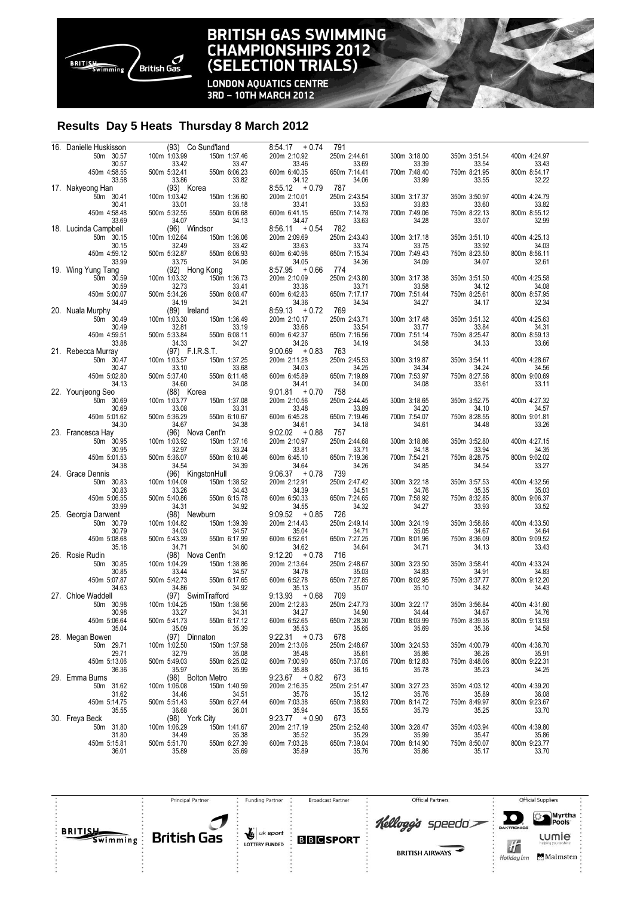# BRITISH GAS SWIMMING CHAMPIONSHIPS 2012 (SELECTION TRIALS)

LONDON AQUATICS CENTRE
3RD – 10TH MARCH 2012

## Results Day 5 Heats Thursday 8 March 2012

16. Danielle Huskisson (93) Co Sund'land 8:54.17 +0.74 791

| 50m 30.57 | 100m 1:03.99 | 150m 1:37.46 | 200m 2:10.92 | 250m 2:44.61 | 300m 3:18.00 | 350m 3:51.54 | 400m 4:24.97 |
|---|---|---|---|---|---|---|---|
| 30.57 | 33.42 | 33.47 | 33.46 | 33.69 | 33.39 | 33.54 | 33.43 |
| 450m 4:58.55 | 500m 5:32.41 | 550m 6:06.23 | 600m 6:40.35 | 650m 7:14.41 | 700m 7:48.40 | 750m 8:21.95 | 800m 8:54.17 |
| 33.58 | 33.86 | 33.82 | 34.12 | 34.06 | 33.99 | 33.55 | 32.22 |

17. Nakyeong Han (93) Korea 8:55.12 +0.79 787

| 50m 30.41 | 100m 1:03.42 | 150m 1:36.60 | 200m 2:10.01 | 250m 2:43.54 | 300m 3:17.37 | 350m 3:50.97 | 400m 4:24.79 |
|---|---|---|---|---|---|---|---|
| 30.41 | 33.01 | 33.18 | 33.41 | 33.53 | 33.83 | 33.60 | 33.82 |
| 450m 4:58.48 | 500m 5:32.55 | 550m 6:06.68 | 600m 6:41.15 | 650m 7:14.78 | 700m 7:49.06 | 750m 8:22.13 | 800m 8:55.12 |
| 33.69 | 34.07 | 34.13 | 34.47 | 33.63 | 34.28 | 33.07 | 32.99 |

18. Lucinda Campbell (96) Windsor 8:56.11 +0.54 782

| 50m 30.15 | 100m 1:02.64 | 150m 1:36.06 | 200m 2:09.69 | 250m 2:43.43 | 300m 3:17.18 | 350m 3:51.10 | 400m 4:25.13 |
|---|---|---|---|---|---|---|---|
| 30.15 | 32.49 | 33.42 | 33.63 | 33.74 | 33.75 | 33.92 | 34.03 |
| 450m 4:59.12 | 500m 5:32.87 | 550m 6:06.93 | 600m 6:40.98 | 650m 7:15.34 | 700m 7:49.43 | 750m 8:23.50 | 800m 8:56.11 |
| 33.99 | 33.75 | 34.06 | 34.05 | 34.36 | 34.09 | 34.07 | 32.61 |

19. Wing Yung Tang (92) Hong Kong 8:57.95 +0.66 774

| 50m 30.59 | 100m 1:03.32 | 150m 1:36.73 | 200m 2:10.09 | 250m 2:43.80 | 300m 3:17.38 | 350m 3:51.50 | 400m 4:25.58 |
|---|---|---|---|---|---|---|---|
| 30.59 | 32.73 | 33.41 | 33.36 | 33.71 | 33.58 | 34.12 | 34.08 |
| 450m 5:00.07 | 500m 5:34.26 | 550m 6:08.47 | 600m 6:42.83 | 650m 7:17.17 | 700m 7:51.44 | 750m 8:25.61 | 800m 8:57.95 |
| 34.49 | 34.19 | 34.21 | 34.36 | 34.34 | 34.27 | 34.17 | 32.34 |

20. Nuala Murphy (89) Ireland 8:59.13 +0.72 769

| 50m 30.49 | 100m 1:03.30 | 150m 1:36.49 | 200m 2:10.17 | 250m 2:43.71 | 300m 3:17.48 | 350m 3:51.32 | 400m 4:25.63 |
|---|---|---|---|---|---|---|---|
| 30.49 | 32.81 | 33.19 | 33.68 | 33.54 | 33.77 | 33.84 | 34.31 |
| 450m 4:59.51 | 500m 5:33.84 | 550m 6:08.11 | 600m 6:42.37 | 650m 7:16.56 | 700m 7:51.14 | 750m 8:25.47 | 800m 8:59.13 |
| 33.88 | 34.33 | 34.27 | 34.26 | 34.19 | 34.58 | 34.33 | 33.66 |

21. Rebecca Murray (97) F.I.R.S.T. 9:00.69 +0.83 763

| 50m 30.47 | 100m 1:03.57 | 150m 1:37.25 | 200m 2:11.28 | 250m 2:45.53 | 300m 3:19.87 | 350m 3:54.11 | 400m 4:28.67 |
|---|---|---|---|---|---|---|---|
| 30.47 | 33.10 | 33.68 | 34.03 | 34.25 | 34.34 | 34.24 | 34.56 |
| 450m 5:02.80 | 500m 5:37.40 | 550m 6:11.48 | 600m 6:45.89 | 650m 7:19.89 | 700m 7:53.97 | 750m 8:27.58 | 800m 9:00.69 |
| 34.13 | 34.60 | 34.08 | 34.41 | 34.00 | 34.08 | 33.61 | 33.11 |

22. Younjeong Seo (88) Korea 9:01.81 +0.70 758

| 50m 30.69 | 100m 1:03.77 | 150m 1:37.08 | 200m 2:10.56 | 250m 2:44.45 | 300m 3:18.65 | 350m 3:52.75 | 400m 4:27.32 |
|---|---|---|---|---|---|---|---|
| 30.69 | 33.08 | 33.31 | 33.48 | 33.89 | 34.20 | 34.10 | 34.57 |
| 450m 5:01.62 | 500m 5:36.29 | 550m 6:10.67 | 600m 6:45.28 | 650m 7:19.46 | 700m 7:54.07 | 750m 8:28.55 | 800m 9:01.81 |
| 34.30 | 34.67 | 34.38 | 34.61 | 34.18 | 34.61 | 34.48 | 33.26 |

23. Francesca Hay (96) Nova Cent'n 9:02.02 +0.88 757

| 50m 30.95 | 100m 1:03.92 | 150m 1:37.16 | 200m 2:10.97 | 250m 2:44.68 | 300m 3:18.86 | 350m 3:52.80 | 400m 4:27.15 |
|---|---|---|---|---|---|---|---|
| 30.95 | 32.97 | 33.24 | 33.81 | 33.71 | 34.18 | 33.94 | 34.35 |
| 450m 5:01.53 | 500m 5:36.07 | 550m 6:10.46 | 600m 6:45.10 | 650m 7:19.36 | 700m 7:54.21 | 750m 8:28.75 | 800m 9:02.02 |
| 34.38 | 34.54 | 34.39 | 34.64 | 34.26 | 34.85 | 34.54 | 33.27 |

24. Grace Dennis (96) KingstonHull 9:06.37 +0.78 739

| 50m 30.83 | 100m 1:04.09 | 150m 1:38.52 | 200m 2:12.91 | 250m 2:47.42 | 300m 3:22.18 | 350m 3:57.53 | 400m 4:32.56 |
|---|---|---|---|---|---|---|---|
| 30.83 | 33.26 | 34.43 | 34.39 | 34.51 | 34.76 | 35.35 | 35.03 |
| 450m 5:06.55 | 500m 5:40.86 | 550m 6:15.78 | 600m 6:50.33 | 650m 7:24.65 | 700m 7:58.92 | 750m 8:32.85 | 800m 9:06.37 |
| 33.99 | 34.31 | 34.92 | 34.55 | 34.32 | 34.27 | 33.93 | 33.52 |

25. Georgia Darwent (98) Newburn 9:09.52 +0.85 726

| 50m 30.79 | 100m 1:04.82 | 150m 1:39.39 | 200m 2:14.43 | 250m 2:49.14 | 300m 3:24.19 | 350m 3:58.86 | 400m 4:33.50 |
|---|---|---|---|---|---|---|---|
| 30.79 | 34.03 | 34.57 | 35.04 | 34.71 | 35.05 | 34.67 | 34.64 |
| 450m 5:08.68 | 500m 5:43.39 | 550m 6:17.99 | 600m 6:52.61 | 650m 7:27.25 | 700m 8:01.96 | 750m 8:36.09 | 800m 9:09.52 |
| 35.18 | 34.71 | 34.60 | 34.62 | 34.64 | 34.71 | 34.13 | 33.43 |

26. Rosie Rudin (98) Nova Cent'n 9:12.20 +0.78 716

| 50m 30.85 | 100m 1:04.29 | 150m 1:38.86 | 200m 2:13.64 | 250m 2:48.67 | 300m 3:23.50 | 350m 3:58.41 | 400m 4:33.24 |
|---|---|---|---|---|---|---|---|
| 30.85 | 33.44 | 34.57 | 34.78 | 35.03 | 34.83 | 34.91 | 34.83 |
| 450m 5:07.87 | 500m 5:42.73 | 550m 6:17.65 | 600m 6:52.78 | 650m 7:27.85 | 700m 8:02.95 | 750m 8:37.77 | 800m 9:12.20 |
| 34.63 | 34.86 | 34.92 | 35.13 | 35.07 | 35.10 | 34.82 | 34.43 |

27. Chloe Waddell (97) SwimTrafford 9:13.93 +0.68 709

| 50m 30.98 | 100m 1:04.25 | 150m 1:38.56 | 200m 2:12.83 | 250m 2:47.73 | 300m 3:22.17 | 350m 3:56.84 | 400m 4:31.60 |
|---|---|---|---|---|---|---|---|
| 30.98 | 33.27 | 34.31 | 34.27 | 34.90 | 34.44 | 34.67 | 34.76 |
| 450m 5:06.64 | 500m 5:41.73 | 550m 6:17.12 | 600m 6:52.65 | 650m 7:28.30 | 700m 8:03.99 | 750m 8:39.35 | 800m 9:13.93 |
| 35.04 | 35.09 | 35.39 | 35.53 | 35.65 | 35.69 | 35.36 | 34.58 |

28. Megan Bowen (97) Dinnaton 9:22.31 +0.73 678

| 50m 29.71 | 100m 1:02.50 | 150m 1:37.58 | 200m 2:13.06 | 250m 2:48.67 | 300m 3:24.53 | 350m 4:00.79 | 400m 4:36.70 |
|---|---|---|---|---|---|---|---|
| 29.71 | 32.79 | 35.08 | 35.48 | 35.61 | 35.86 | 36.26 | 35.91 |
| 450m 5:13.06 | 500m 5:49.03 | 550m 6:25.02 | 600m 7:00.90 | 650m 7:37.05 | 700m 8:12.83 | 750m 8:48.06 | 800m 9:22.31 |
| 36.36 | 35.97 | 35.99 | 35.88 | 36.15 | 35.78 | 35.23 | 34.25 |

29. Emma Burns (98) Bolton Metro 9:23.67 +0.82 673

| 50m 31.62 | 100m 1:06.08 | 150m 1:40.59 | 200m 2:16.35 | 250m 2:51.47 | 300m 3:27.23 | 350m 4:03.12 | 400m 4:39.20 |
|---|---|---|---|---|---|---|---|
| 31.62 | 34.46 | 34.51 | 35.76 | 35.12 | 35.76 | 35.89 | 36.08 |
| 450m 5:14.75 | 500m 5:51.43 | 550m 6:27.44 | 600m 7:03.38 | 650m 7:38.93 | 700m 8:14.72 | 750m 8:49.97 | 800m 9:23.67 |
| 35.55 | 36.68 | 36.01 | 35.94 | 35.55 | 35.79 | 35.25 | 33.70 |

30. Freya Beck (98) York City 9:23.77 +0.90 673

| 50m 31.80 | 100m 1:06.29 | 150m 1:41.67 | 200m 2:17.19 | 250m 2:52.48 | 300m 3:28.47 | 350m 4:03.94 | 400m 4:39.80 |
|---|---|---|---|---|---|---|---|
| 31.80 | 34.49 | 35.38 | 35.52 | 35.29 | 35.99 | 35.47 | 35.86 |
| 450m 5:15.81 | 500m 5:51.70 | 550m 6:27.39 | 600m 7:03.28 | 650m 7:39.04 | 700m 8:14.90 | 750m 8:50.07 | 800m 9:23.77 |
| 36.01 | 35.89 | 35.69 | 35.89 | 35.76 | 35.86 | 35.17 | 33.70 |

Principal Partner: British Gas | Funding Partner: UK Sport Lottery Funded | Broadcast Partner: BBC Sport | Official Partners: Kellogg's, Speedo, British Airways | Official Suppliers: Daktronics, Myrtha Pools, Lumie, Holiday Inn, Malmsten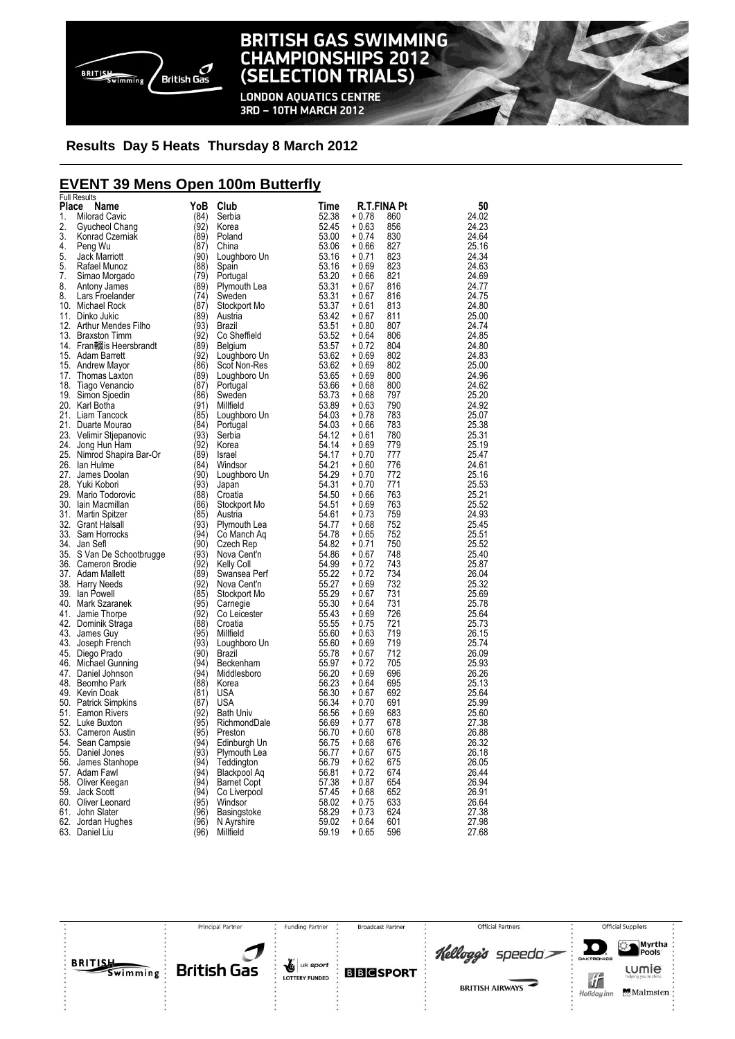**Results Day 5 Heats Thursday 8 March 2012**

## EVENT 39 Mens Open 100m Butterfly

Full Results

| Place | Name | YoB | Club | Time | R.T. | FINA Pt | 50 |
|---|---|---|---|---|---|---|---|
| 1. | Milorad Cavic | (84) | Serbia | 52.38 | + 0.78 | 860 | 24.02 |
| 2. | Gyucheol Chang | (92) | Korea | 52.45 | + 0.63 | 856 | 24.23 |
| 3. | Konrad Czerniak | (89) | Poland | 53.00 | + 0.74 | 830 | 24.64 |
| 4. | Peng Wu | (87) | China | 53.06 | + 0.66 | 827 | 25.16 |
| 5. | Jack Marriott | (90) | Loughboro Un | 53.16 | + 0.71 | 823 | 24.34 |
| 5. | Rafael Munoz | (88) | Spain | 53.16 | + 0.69 | 823 | 24.63 |
| 7. | Simao Morgado | (79) | Portugal | 53.20 | + 0.66 | 821 | 24.69 |
| 8. | Antony James | (89) | Plymouth Lea | 53.31 | + 0.67 | 816 | 24.77 |
| 8. | Lars Froelander | (74) | Sweden | 53.31 | + 0.67 | 816 | 24.75 |
| 10. | Michael Rock | (87) | Stockport Mo | 53.37 | + 0.61 | 813 | 24.80 |
| 11. | Dinko Jukic | (89) | Austria | 53.42 | + 0.67 | 811 | 25.00 |
| 12. | Arthur Mendes Filho | (93) | Brazil | 53.51 | + 0.80 | 807 | 24.74 |
| 13. | Braxston Timm | (92) | Co Sheffield | 53.52 | + 0.64 | 806 | 24.85 |
| 14. | Fran鬏is Heersbrandt | (89) | Belgium | 53.57 | + 0.72 | 804 | 24.80 |
| 15. | Adam Barrett | (92) | Loughboro Un | 53.62 | + 0.69 | 802 | 24.83 |
| 15. | Andrew Mayor | (86) | Scot Non-Res | 53.62 | + 0.69 | 802 | 25.00 |
| 17. | Thomas Laxton | (89) | Loughboro Un | 53.65 | + 0.69 | 800 | 24.96 |
| 18. | Tiago Venancio | (87) | Portugal | 53.66 | + 0.68 | 800 | 24.62 |
| 19. | Simon Sjoedin | (86) | Sweden | 53.73 | + 0.68 | 797 | 25.20 |
| 20. | Karl Botha | (91) | Millfield | 53.89 | + 0.63 | 790 | 24.92 |
| 21. | Liam Tancock | (85) | Loughboro Un | 54.03 | + 0.78 | 783 | 25.07 |
| 21. | Duarte Mourao | (84) | Portugal | 54.03 | + 0.66 | 783 | 25.38 |
| 23. | Velimir Stjepanovic | (93) | Serbia | 54.12 | + 0.61 | 780 | 25.31 |
| 24. | Jong Hun Ham | (92) | Korea | 54.14 | + 0.69 | 779 | 25.19 |
| 25. | Nimrod Shapira Bar-Or | (89) | Israel | 54.17 | + 0.70 | 777 | 25.47 |
| 26. | Ian Hulme | (84) | Windsor | 54.21 | + 0.60 | 776 | 24.61 |
| 27. | James Doolan | (90) | Loughboro Un | 54.29 | + 0.70 | 772 | 25.16 |
| 28. | Yuki Kobori | (93) | Japan | 54.31 | + 0.70 | 771 | 25.53 |
| 29. | Mario Todorovic | (88) | Croatia | 54.50 | + 0.66 | 763 | 25.21 |
| 30. | Iain Macmillan | (86) | Stockport Mo | 54.51 | + 0.69 | 763 | 25.52 |
| 31. | Martin Spitzer | (85) | Austria | 54.61 | + 0.73 | 759 | 24.93 |
| 32. | Grant Halsall | (93) | Plymouth Lea | 54.77 | + 0.68 | 752 | 25.45 |
| 33. | Sam Horrocks | (94) | Co Manch Aq | 54.78 | + 0.65 | 752 | 25.51 |
| 34. | Jan Sefl | (90) | Czech Rep | 54.82 | + 0.71 | 750 | 25.52 |
| 35. | S Van De Schootbrugge | (93) | Nova Cent'n | 54.86 | + 0.67 | 748 | 25.40 |
| 36. | Cameron Brodie | (92) | Kelly Coll | 54.99 | + 0.72 | 743 | 25.87 |
| 37. | Adam Mallett | (89) | Swansea Perf | 55.22 | + 0.72 | 734 | 26.04 |
| 38. | Harry Needs | (92) | Nova Cent'n | 55.27 | + 0.69 | 732 | 25.32 |
| 39. | Ian Powell | (85) | Stockport Mo | 55.29 | + 0.67 | 731 | 25.69 |
| 40. | Mark Szaranek | (95) | Carnegie | 55.30 | + 0.64 | 731 | 25.78 |
| 41. | Jamie Thorpe | (92) | Co Leicester | 55.43 | + 0.69 | 726 | 25.64 |
| 42. | Dominik Straga | (88) | Croatia | 55.55 | + 0.75 | 721 | 25.73 |
| 43. | James Guy | (95) | Millfield | 55.60 | + 0.63 | 719 | 26.15 |
| 43. | Joseph French | (93) | Loughboro Un | 55.60 | + 0.69 | 719 | 25.74 |
| 45. | Diego Prado | (90) | Brazil | 55.78 | + 0.67 | 712 | 26.09 |
| 46. | Michael Gunning | (94) | Beckenham | 55.97 | + 0.72 | 705 | 25.93 |
| 47. | Daniel Johnson | (94) | Middlesboro | 56.20 | + 0.69 | 696 | 26.26 |
| 48. | Beomho Park | (88) | Korea | 56.23 | + 0.64 | 695 | 25.13 |
| 49. | Kevin Doak | (81) | USA | 56.30 | + 0.67 | 692 | 25.64 |
| 50. | Patrick Simpkins | (87) | USA | 56.34 | + 0.70 | 691 | 25.99 |
| 51. | Eamon Rivers | (92) | Bath Univ | 56.56 | + 0.69 | 683 | 25.60 |
| 52. | Luke Buxton | (95) | RichmondDale | 56.69 | + 0.77 | 678 | 27.38 |
| 53. | Cameron Austin | (95) | Preston | 56.70 | + 0.60 | 678 | 26.88 |
| 54. | Sean Campsie | (94) | Edinburgh Un | 56.75 | + 0.68 | 676 | 26.32 |
| 55. | Daniel Jones | (93) | Plymouth Lea | 56.77 | + 0.67 | 675 | 26.18 |
| 56. | James Stanhope | (94) | Teddington | 56.79 | + 0.62 | 675 | 26.05 |
| 57. | Adam Fawl | (94) | Blackpool Aq | 56.81 | + 0.72 | 674 | 26.44 |
| 58. | Oliver Keegan | (94) | Barnet Copt | 57.38 | + 0.87 | 654 | 26.94 |
| 59. | Jack Scott | (94) | Co Liverpool | 57.45 | + 0.68 | 652 | 26.91 |
| 60. | Oliver Leonard | (95) | Windsor | 58.02 | + 0.75 | 633 | 26.64 |
| 61. | John Slater | (96) | Basingstoke | 58.29 | + 0.73 | 624 | 27.38 |
| 62. | Jordan Hughes | (96) | N Ayrshire | 59.02 | + 0.64 | 601 | 27.98 |
| 63. | Daniel Liu | (96) | Millfield | 59.19 | + 0.65 | 596 | 27.68 |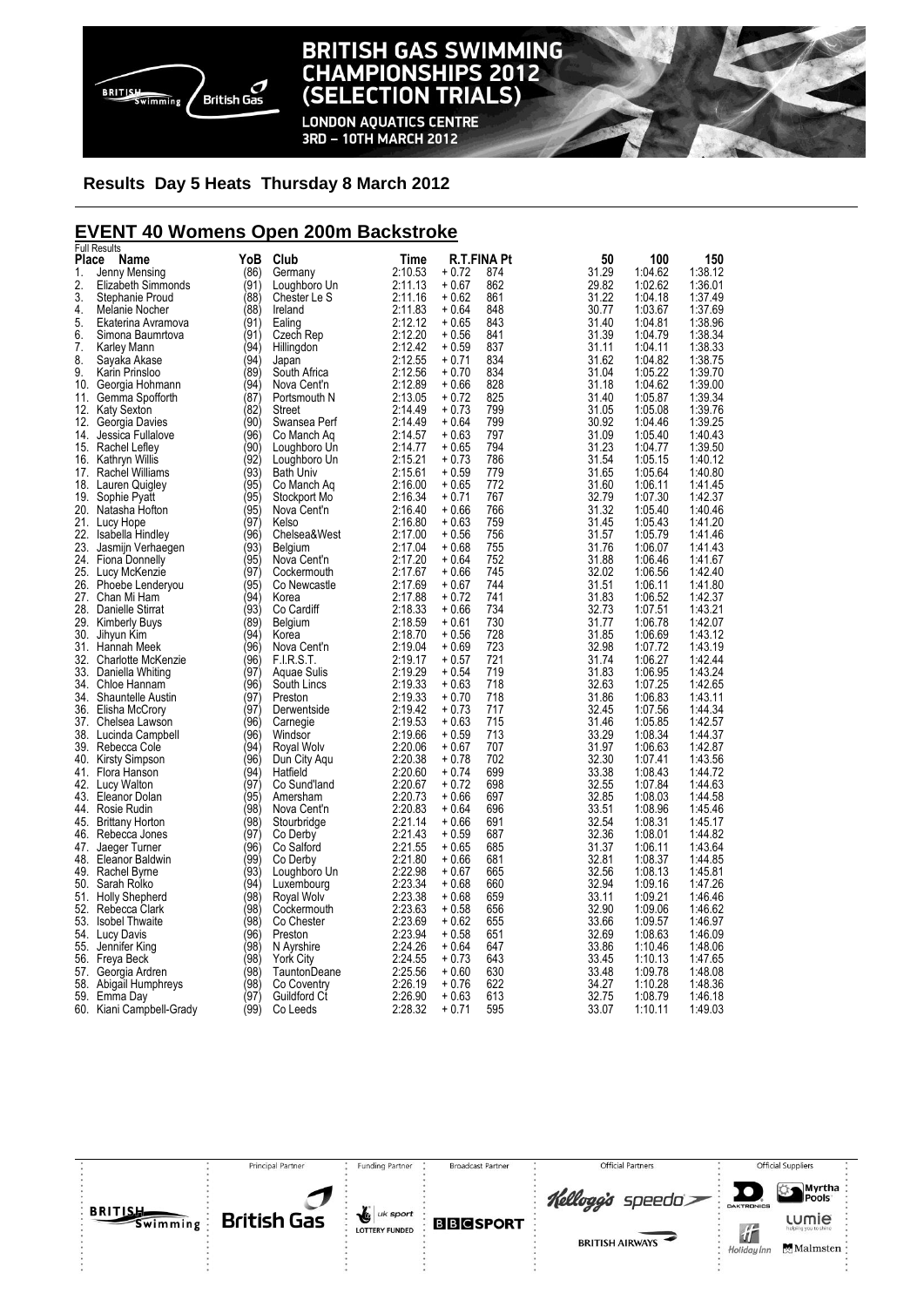# BRITISH GAS SWIMMING CHAMPIONSHIPS 2012 (SELECTION TRIALS)

LONDON AQUATICS CENTRE
3RD – 10TH MARCH 2012

**Results Day 5 Heats Thursday 8 March 2012**

## EVENT 40 Womens Open 200m Backstroke

Full Results

| Place | Name | YoB | Club | Time | R.T. | FINA Pt | 50 | 100 | 150 |
|---|---|---|---|---|---|---|---|---|---|
| 1. | Jenny Mensing | (86) | Germany | 2:10.53 | + 0.72 | 874 | 31.29 | 1:04.62 | 1:38.12 |
| 2. | Elizabeth Simmonds | (91) | Loughboro Un | 2:11.13 | + 0.67 | 862 | 29.82 | 1:02.62 | 1:36.01 |
| 3. | Stephanie Proud | (88) | Chester Le S | 2:11.16 | + 0.62 | 861 | 31.22 | 1:04.18 | 1:37.49 |
| 4. | Melanie Nocher | (88) | Ireland | 2:11.83 | + 0.64 | 848 | 30.77 | 1:03.67 | 1:37.69 |
| 5. | Ekaterina Avramova | (91) | Ealing | 2:12.12 | + 0.65 | 843 | 31.40 | 1:04.81 | 1:38.96 |
| 6. | Simona Baumrtova | (91) | Czech Rep | 2:12.20 | + 0.56 | 841 | 31.39 | 1:04.79 | 1:38.34 |
| 7. | Karley Mann | (94) | Hillingdon | 2:12.42 | + 0.59 | 837 | 31.11 | 1:04.11 | 1:38.33 |
| 8. | Sayaka Akase | (94) | Japan | 2:12.55 | + 0.71 | 834 | 31.62 | 1:04.82 | 1:38.75 |
| 9. | Karin Prinsloo | (89) | South Africa | 2:12.56 | + 0.70 | 834 | 31.04 | 1:05.22 | 1:39.70 |
| 10. | Georgia Hohmann | (94) | Nova Cent'n | 2:12.89 | + 0.66 | 828 | 31.18 | 1:04.62 | 1:39.00 |
| 11. | Gemma Spofforth | (87) | Portsmouth N | 2:13.05 | + 0.72 | 825 | 31.40 | 1:05.87 | 1:39.34 |
| 12. | Katy Sexton | (82) | Street | 2:14.49 | + 0.73 | 799 | 31.05 | 1:05.08 | 1:39.76 |
| 12. | Georgia Davies | (90) | Swansea Perf | 2:14.49 | + 0.64 | 799 | 30.92 | 1:04.46 | 1:39.25 |
| 14. | Jessica Fullalove | (96) | Co Manch Aq | 2:14.57 | + 0.63 | 797 | 31.09 | 1:05.40 | 1:40.43 |
| 15. | Rachel Lefley | (90) | Loughboro Un | 2:14.77 | + 0.65 | 794 | 31.23 | 1:04.77 | 1:39.50 |
| 16. | Kathryn Willis | (92) | Loughboro Un | 2:15.21 | + 0.73 | 786 | 31.54 | 1:05.15 | 1:40.12 |
| 17. | Rachel Williams | (93) | Bath Univ | 2:15.61 | + 0.59 | 779 | 31.65 | 1:05.64 | 1:40.80 |
| 18. | Lauren Quigley | (95) | Co Manch Aq | 2:16.00 | + 0.65 | 772 | 31.60 | 1:06.11 | 1:41.45 |
| 19. | Sophie Pyatt | (95) | Stockport Mo | 2:16.34 | + 0.71 | 767 | 32.79 | 1:07.30 | 1:42.37 |
| 20. | Natasha Hofton | (95) | Nova Cent'n | 2:16.40 | + 0.66 | 766 | 31.32 | 1:05.40 | 1:40.46 |
| 21. | Lucy Hope | (97) | Kelso | 2:16.80 | + 0.63 | 759 | 31.45 | 1:05.43 | 1:41.20 |
| 22. | Isabella Hindley | (96) | Chelsea&West | 2:17.00 | + 0.56 | 756 | 31.57 | 1:05.79 | 1:41.46 |
| 23. | Jasmijn Verhaegen | (93) | Belgium | 2:17.04 | + 0.68 | 755 | 31.76 | 1:06.07 | 1:41.43 |
| 24. | Fiona Donnelly | (95) | Nova Cent'n | 2:17.20 | + 0.64 | 752 | 31.88 | 1:06.46 | 1:41.67 |
| 25. | Lucy McKenzie | (97) | Cockermouth | 2:17.67 | + 0.66 | 745 | 32.02 | 1:06.56 | 1:42.40 |
| 26. | Phoebe Lenderyou | (95) | Co Newcastle | 2:17.69 | + 0.67 | 744 | 31.51 | 1:06.11 | 1:41.80 |
| 27. | Chan Mi Ham | (94) | Korea | 2:17.88 | + 0.72 | 741 | 31.83 | 1:06.52 | 1:42.37 |
| 28. | Danielle Stirrat | (93) | Co Cardiff | 2:18.33 | + 0.66 | 734 | 32.73 | 1:07.51 | 1:43.21 |
| 29. | Kimberly Buys | (89) | Belgium | 2:18.59 | + 0.61 | 730 | 31.77 | 1:06.78 | 1:42.07 |
| 30. | Jihyun Kim | (94) | Korea | 2:18.70 | + 0.56 | 728 | 31.85 | 1:06.69 | 1:43.12 |
| 31. | Hannah Meek | (96) | Nova Cent'n | 2:19.04 | + 0.69 | 723 | 32.98 | 1:07.72 | 1:43.19 |
| 32. | Charlotte McKenzie | (96) | F.I.R.S.T. | 2:19.17 | + 0.57 | 721 | 31.74 | 1:06.27 | 1:42.44 |
| 33. | Daniella Whiting | (97) | Aquae Sulis | 2:19.29 | + 0.54 | 719 | 31.83 | 1:06.95 | 1:43.24 |
| 34. | Chloe Hannam | (96) | South Lincs | 2:19.33 | + 0.63 | 718 | 32.63 | 1:07.25 | 1:42.65 |
| 34. | Shauntelle Austin | (97) | Preston | 2:19.33 | + 0.70 | 718 | 31.86 | 1:06.83 | 1:43.11 |
| 36. | Elisha McCrory | (97) | Derwentside | 2:19.42 | + 0.73 | 717 | 32.45 | 1:07.56 | 1:44.34 |
| 37. | Chelsea Lawson | (96) | Carnegie | 2:19.53 | + 0.63 | 715 | 31.46 | 1:05.85 | 1:42.57 |
| 38. | Lucinda Campbell | (96) | Windsor | 2:19.66 | + 0.59 | 713 | 33.29 | 1:08.34 | 1:44.37 |
| 39. | Rebecca Cole | (94) | Royal Wolv | 2:20.06 | + 0.67 | 707 | 31.97 | 1:06.63 | 1:42.87 |
| 40. | Kirsty Simpson | (96) | Dun City Aqu | 2:20.38 | + 0.78 | 702 | 32.30 | 1:07.41 | 1:43.56 |
| 41. | Flora Hanson | (94) | Hatfield | 2:20.60 | + 0.74 | 699 | 33.38 | 1:08.43 | 1:44.72 |
| 42. | Lucy Walton | (97) | Co Sund'land | 2:20.67 | + 0.72 | 698 | 32.55 | 1:07.84 | 1:44.63 |
| 43. | Eleanor Dolan | (95) | Amersham | 2:20.73 | + 0.66 | 697 | 32.85 | 1:08.03 | 1:44.58 |
| 44. | Rosie Rudin | (98) | Nova Cent'n | 2:20.83 | + 0.64 | 696 | 33.51 | 1:08.96 | 1:45.46 |
| 45. | Brittany Horton | (98) | Stourbridge | 2:21.14 | + 0.66 | 691 | 32.54 | 1:08.31 | 1:45.17 |
| 46. | Rebecca Jones | (97) | Co Derby | 2:21.43 | + 0.59 | 687 | 32.36 | 1:08.01 | 1:44.82 |
| 47. | Jaeger Turner | (96) | Co Salford | 2:21.55 | + 0.65 | 685 | 31.37 | 1:06.11 | 1:43.64 |
| 48. | Eleanor Baldwin | (99) | Co Derby | 2:21.80 | + 0.66 | 681 | 32.81 | 1:08.37 | 1:44.85 |
| 49. | Rachel Byrne | (93) | Loughboro Un | 2:22.98 | + 0.67 | 665 | 32.56 | 1:08.13 | 1:45.81 |
| 50. | Sarah Rolko | (94) | Luxembourg | 2:23.34 | + 0.68 | 660 | 32.94 | 1:09.16 | 1:47.26 |
| 51. | Holly Shepherd | (98) | Royal Wolv | 2:23.38 | + 0.68 | 659 | 33.11 | 1:09.21 | 1:46.46 |
| 52. | Rebecca Clark | (98) | Cockermouth | 2:23.63 | + 0.58 | 656 | 32.90 | 1:09.06 | 1:46.62 |
| 53. | Isobel Thwaite | (98) | Co Chester | 2:23.69 | + 0.62 | 655 | 33.66 | 1:09.57 | 1:46.97 |
| 54. | Lucy Davis | (96) | Preston | 2:23.94 | + 0.58 | 651 | 32.69 | 1:08.63 | 1:46.09 |
| 55. | Jennifer King | (98) | N Ayrshire | 2:24.26 | + 0.64 | 647 | 33.86 | 1:10.46 | 1:48.06 |
| 56. | Freya Beck | (98) | York City | 2:24.55 | + 0.73 | 643 | 33.45 | 1:10.13 | 1:47.65 |
| 57. | Georgia Ardren | (98) | TauntonDeane | 2:25.56 | + 0.60 | 630 | 33.48 | 1:09.78 | 1:48.08 |
| 58. | Abigail Humphreys | (98) | Co Coventry | 2:26.19 | + 0.76 | 622 | 34.27 | 1:10.28 | 1:48.36 |
| 59. | Emma Day | (97) | Guildford Ct | 2:26.90 | + 0.63 | 613 | 32.75 | 1:08.79 | 1:46.18 |
| 60. | Kiani Campbell-Grady | (99) | Co Leeds | 2:28.32 | + 0.71 | 595 | 33.07 | 1:10.11 | 1:49.03 |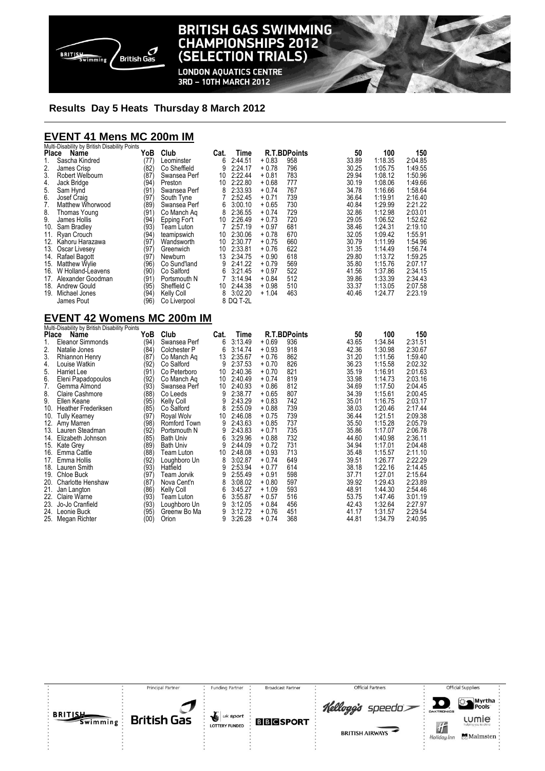# BRITISH GAS SWIMMING CHAMPIONSHIPS 2012 (SELECTION TRIALS)

LONDON AQUATICS CENTRE
3RD – 10TH MARCH 2012

**Results Day 5 Heats Thursday 8 March 2012**

## EVENT 41 Mens MC 200m IM

Multi-Disability by British Disability Points

| Place | Name | YoB | Club | Cat. | Time | R.T. | BDPoints | 50 | 100 | 150 |
|---|---|---|---|---|---|---|---|---|---|---|
| 1. | Sascha Kindred | (77) | Leominster | 6 | 2:44.51 | + 0.83 | 958 | 33.89 | 1:18.35 | 2:04.85 |
| 2. | James Crisp | (82) | Co Sheffield | 9 | 2:24.17 | + 0.78 | 796 | 30.25 | 1:05.75 | 1:49.55 |
| 3. | Robert Welbourn | (87) | Swansea Perf | 10 | 2:22.44 | + 0.81 | 783 | 29.94 | 1:08.12 | 1:50.96 |
| 4. | Jack Bridge | (94) | Preston | 10 | 2:22.80 | + 0.68 | 777 | 30.19 | 1:08.06 | 1:49.66 |
| 5. | Sam Hynd | (91) | Swansea Perf | 8 | 2:33.93 | + 0.74 | 767 | 34.78 | 1:16.66 | 1:58.64 |
| 6. | Josef Craig | (97) | South Tyne | 7 | 2:52.45 | + 0.71 | 739 | 36.64 | 1:19.91 | 2:16.40 |
| 7. | Matthew Whorwood | (89) | Swansea Perf | 6 | 3:00.10 | + 0.65 | 730 | 40.84 | 1:29.99 | 2:21.22 |
| 8. | Thomas Young | (91) | Co Manch Aq | 8 | 2:36.55 | + 0.74 | 729 | 32.86 | 1:12.98 | 2:03.01 |
| 9. | James Hollis | (94) | Epping For't | 10 | 2:26.49 | + 0.73 | 720 | 29.05 | 1:06.52 | 1:52.62 |
| 10. | Sam Bradley | (93) | Team Luton | 7 | 2:57.19 | + 0.97 | 681 | 38.46 | 1:24.31 | 2:19.10 |
| 11. | Ryan Crouch | (94) | teamipswich | 10 | 2:30.06 | + 0.78 | 670 | 32.05 | 1:09.42 | 1:55.91 |
| 12. | Kahoru Harazawa | (97) | Wandsworth | 10 | 2:30.77 | + 0.75 | 660 | 30.79 | 1:11.99 | 1:54.96 |
| 13. | Oscar Livesey | (97) | Greenwich | 10 | 2:33.81 | + 0.76 | 622 | 31.35 | 1:14.49 | 1:56.74 |
| 14. | Rafael Bagott | (97) | Newburn | 13 | 2:34.75 | + 0.90 | 618 | 29.80 | 1:13.72 | 1:59.25 |
| 15. | Matthew Wylie | (96) | Co Sund'land | 9 | 2:41.22 | + 0.79 | 569 | 35.80 | 1:15.76 | 2:07.17 |
| 16. | W Holland-Leavens | (90) | Co Salford | 6 | 3:21.45 | + 0.97 | 522 | 41.56 | 1:37.86 | 2:34.15 |
| 17. | Alexander Goodman | (91) | Portsmouth N | 7 | 3:14.94 | + 0.84 | 512 | 39.86 | 1:33.39 | 2:34.43 |
| 18. | Andrew Gould | (95) | Sheffield C | 10 | 2:44.38 | + 0.98 | 510 | 33.37 | 1:13.05 | 2:07.58 |
| 19. | Michael Jones | (94) | Kelly Coll | 8 | 3:02.20 | + 1.04 | 463 | 40.46 | 1:24.77 | 2:23.19 |
| | James Pout | (96) | Co Liverpool | 8 | DQ T-2L | | | | | |

## EVENT 42 Womens MC 200m IM

Multi-Disability by British Disability Points

| Place | Name | YoB | Club | Cat. | Time | R.T. | BDPoints | 50 | 100 | 150 |
|---|---|---|---|---|---|---|---|---|---|---|
| 1. | Eleanor Simmonds | (94) | Swansea Perf | 6 | 3:13.49 | + 0.69 | 936 | 43.65 | 1:34.84 | 2:31.51 |
| 2. | Natalie Jones | (84) | Colchester P | 6 | 3:14.74 | + 0.93 | 918 | 42.36 | 1:30.98 | 2:30.67 |
| 3. | Rhiannon Henry | (87) | Co Manch Aq | 13 | 2:35.67 | + 0.76 | 862 | 31.20 | 1:11.56 | 1:59.40 |
| 4. | Louise Watkin | (92) | Co Salford | 9 | 2:37.53 | + 0.70 | 826 | 36.23 | 1:15.58 | 2:02.32 |
| 5. | Harriet Lee | (91) | Co Peterboro | 10 | 2:40.36 | + 0.70 | 821 | 35.19 | 1:16.91 | 2:01.63 |
| 6. | Eleni Papadopoulos | (92) | Co Manch Aq | 10 | 2:40.49 | + 0.74 | 819 | 33.98 | 1:14.73 | 2:03.16 |
| 7. | Gemma Almond | (93) | Swansea Perf | 10 | 2:40.93 | + 0.86 | 812 | 34.69 | 1:17.50 | 2:04.45 |
| 8. | Claire Cashmore | (88) | Co Leeds | 9 | 2:38.77 | + 0.65 | 807 | 34.39 | 1:15.61 | 2:00.45 |
| 9. | Ellen Keane | (95) | Kelly Coll | 9 | 2:43.29 | + 0.83 | 742 | 35.01 | 1:16.75 | 2:03.17 |
| 10. | Heather Frederiksen | (85) | Co Salford | 8 | 2:55.09 | + 0.88 | 739 | 38.03 | 1:20.46 | 2:17.44 |
| 10. | Tully Kearney | (97) | Royal Wolv | 10 | 2:46.08 | + 0.75 | 739 | 36.44 | 1:21.51 | 2:09.38 |
| 12. | Amy Marren | (98) | Romford Town | 9 | 2:43.63 | + 0.85 | 737 | 35.50 | 1:15.28 | 2:05.79 |
| 13. | Lauren Steadman | (92) | Portsmouth N | 9 | 2:43.83 | + 0.71 | 735 | 35.86 | 1:17.07 | 2:06.78 |
| 14. | Elizabeth Johnson | (85) | Bath Univ | 6 | 3:29.96 | + 0.88 | 732 | 44.60 | 1:40.98 | 2:36.11 |
| 15. | Kate Grey | (89) | Bath Univ | 9 | 2:44.09 | + 0.72 | 731 | 34.94 | 1:17.01 | 2:04.48 |
| 16. | Emma Cattle | (88) | Team Luton | 10 | 2:48.08 | + 0.93 | 713 | 35.48 | 1:15.57 | 2:11.10 |
| 17. | Emma Hollis | (92) | Loughboro Un | 8 | 3:02.87 | + 0.74 | 649 | 39.51 | 1:26.77 | 2:22.29 |
| 18. | Lauren Smith | (93) | Hatfield | 9 | 2:53.94 | + 0.77 | 614 | 38.18 | 1:22.16 | 2:14.45 |
| 19. | Chloe Buck | (97) | Team Jorvik | 9 | 2:55.49 | + 0.91 | 598 | 37.71 | 1:27.01 | 2:15.64 |
| 20. | Charlotte Henshaw | (87) | Nova Cent'n | 8 | 3:08.02 | + 0.80 | 597 | 39.92 | 1:29.43 | 2:23.89 |
| 21. | Jan Langton | (86) | Kelly Coll | 6 | 3:45.27 | + 1.09 | 593 | 48.91 | 1:44.30 | 2:54.46 |
| 22. | Claire Warne | (93) | Team Luton | 6 | 3:55.87 | + 0.57 | 516 | 53.75 | 1:47.46 | 3:01.19 |
| 23. | Jo-Jo Cranfield | (93) | Loughboro Un | 9 | 3:12.05 | + 0.84 | 456 | 42.43 | 1:32.64 | 2:27.97 |
| 24. | Leonie Buck | (95) | Greenw Bo Ma | 9 | 3:12.72 | + 0.76 | 451 | 41.17 | 1:31.57 | 2:29.54 |
| 25. | Megan Richter | (00) | Orion | 9 | 3:26.28 | + 0.74 | 368 | 44.81 | 1:34.79 | 2:40.95 |